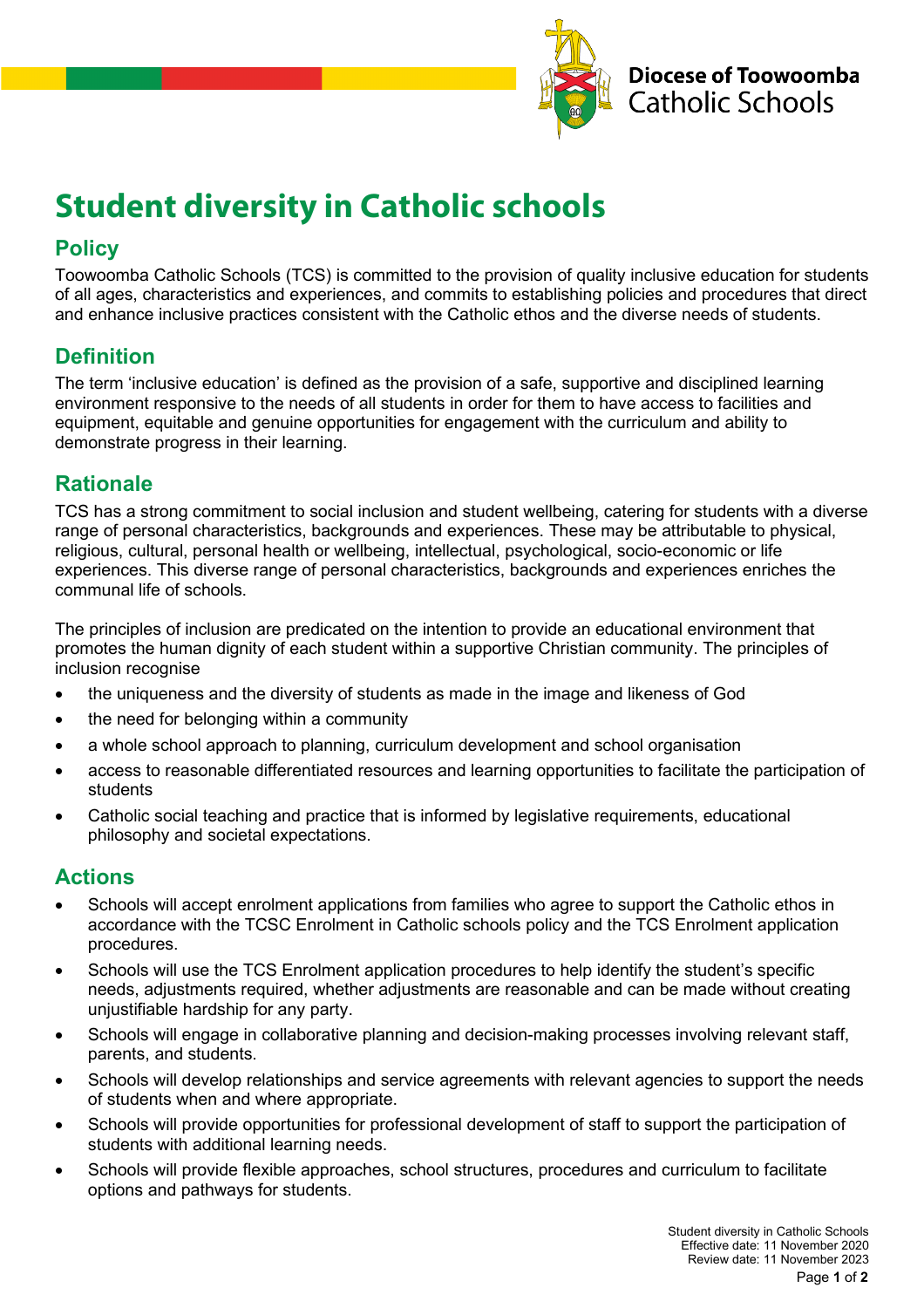Diocese of Toowoomba Catholic Schools

# Student diversity in Catholic schools

## Policy

Toowoomba Catholic Schools (TCS) is committed to the provision of quality inclusive education for students of all ages, characteristics and experiences, and commits to establishing policies and procedures that direct and enhance inclusive practices consistent with the Catholic ethos and the diverse needs of students.

## Definition

The term 'inclusive education' is defined as the provision of a safe, supportive and disciplined learning environment responsive to the needs of all students in order for them to have access to facilities and equipment, equitable and genuine opportunities for engagement with the curriculum and ability to demonstrate progress in their learning.

## Rationale

TCS has a strong commitment to social inclusion and student wellbeing, catering for students with a diverse range of personal characteristics, backgrounds and experiences. These may be attributable to physical, religious, cultural, personal health or wellbeing, intellectual, psychological, socio-economic or life experiences. This diverse range of personal characteristics, backgrounds and experiences enriches the communal life of schools.

The principles of inclusion are predicated on the intention to provide an educational environment that promotes the human dignity of each student within a supportive Christian community. The principles of inclusion recognise

- the uniqueness and the diversity of students as made in the image and likeness of God
- the need for belonging within a community
- a whole school approach to planning, curriculum development and school organisation
- access to reasonable differentiated resources and learning opportunities to facilitate the participation of students
- Catholic social teaching and practice that is informed by legislative requirements, educational philosophy and societal expectations.

## Actions

- Schools will accept enrolment applications from families who agree to support the Catholic ethos in accordance with the TCSC Enrolment in Catholic schools policy and the TCS Enrolment application procedures.
- Schools will use the TCS Enrolment application procedures to help identify the student's specific needs, adjustments required, whether adjustments are reasonable and can be made without creating unjustifiable hardship for any party.
- Schools will engage in collaborative planning and decision-making processes involving relevant staff, parents, and students.
- Schools will develop relationships and service agreements with relevant agencies to support the needs of students when and where appropriate.
- Schools will provide opportunities for professional development of staff to support the participation of students with additional learning needs.
- Schools will provide flexible approaches, school structures, procedures and curriculum to facilitate options and pathways for students.

Student diversity in Catholic Schools
Effective date: 11 November 2020
Review date: 11 November 2023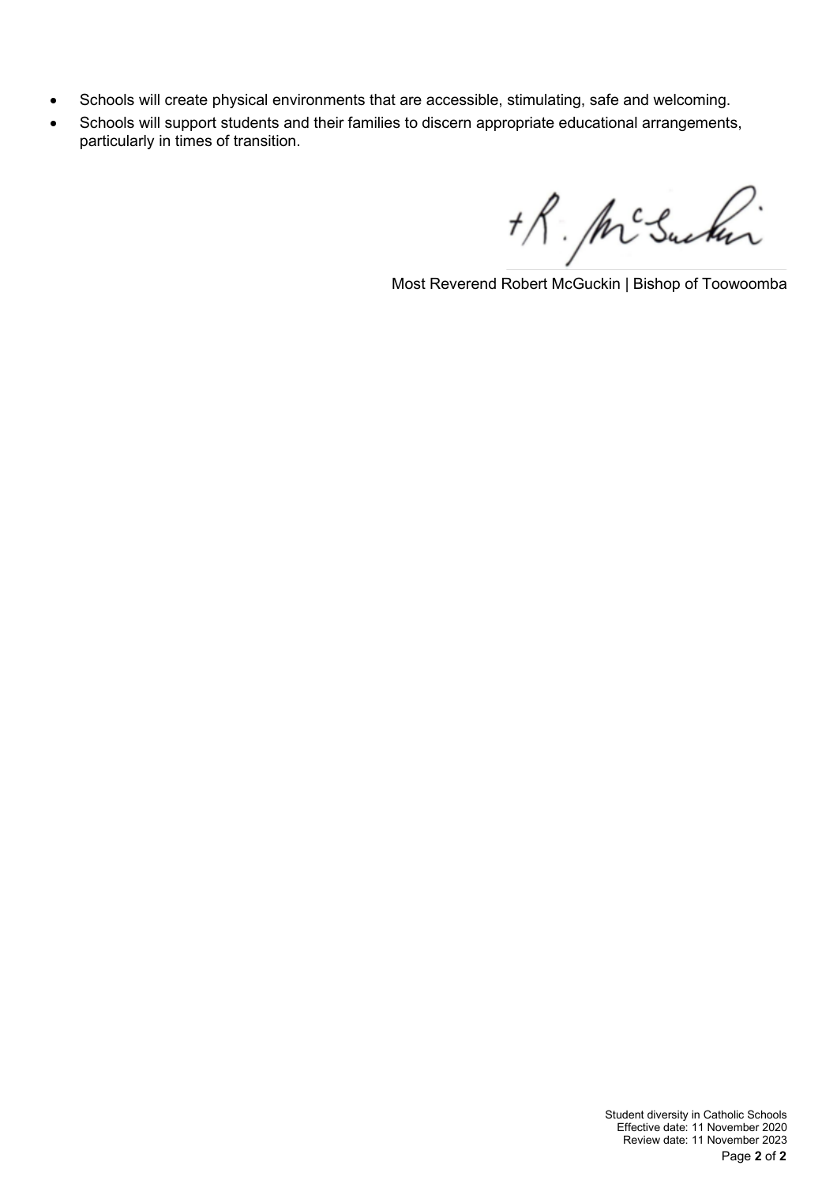- Schools will create physical environments that are accessible, stimulating, safe and welcoming.
- Schools will support students and their families to discern appropriate educational arrangements, particularly in times of transition.

Most Reverend Robert McGuckin | Bishop of Toowoomba

Student diversity in Catholic Schools
Effective date: 11 November 2020
Review date: 11 November 2023